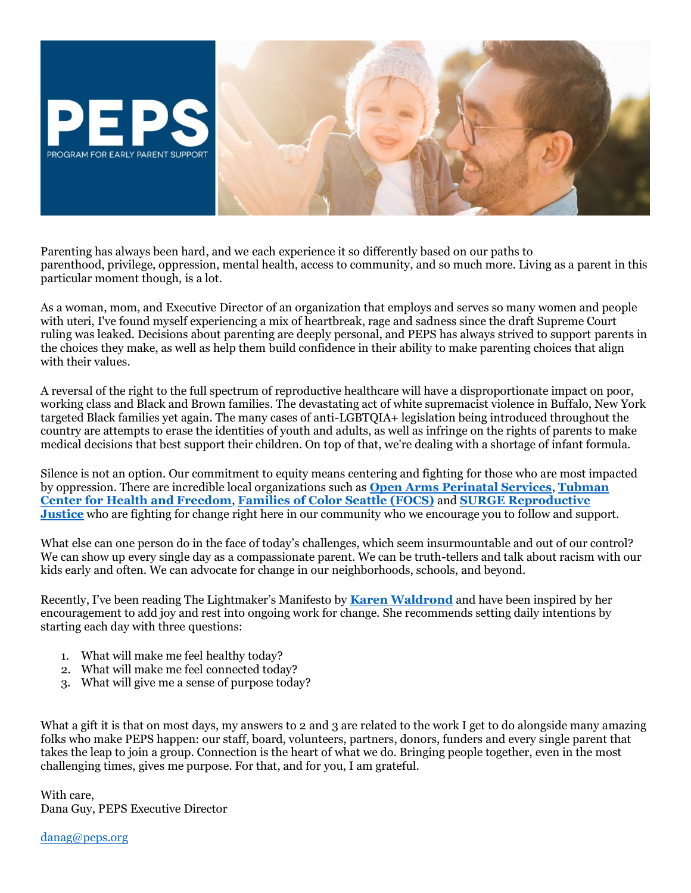Parenting has always been hard, and we each experience it so differently based on our paths to parenthood, privilege, oppression, mental health, access to community, and so much more. Living as a parent in this particular moment though, is a lot.

As a woman, mom, and Executive Director of an organization that employs and serves so many women and people with uteri, I've found myself experiencing a mix of heartbreak, rage and sadness since the draft Supreme Court ruling was leaked. Decisions about parenting are deeply personal, and PEPS has always strived to support parents in the choices they make, as well as help them build confidence in their ability to make parenting choices that align with their values.

A reversal of the right to the full spectrum of reproductive healthcare will have a disproportionate impact on poor, working class and Black and Brown families. The devastating act of white supremacist violence in Buffalo, New York targeted Black families yet again. The many cases of anti-LGBTQIA+ legislation being introduced throughout the country are attempts to erase the identities of youth and adults, as well as infringe on the rights of parents to make medical decisions that best support their children. On top of that, we're dealing with a shortage of infant formula.

Silence is not an option. Our commitment to equity means centering and fighting for those who are most impacted by oppression. There are incredible local organizations such as **Open Arms Perinatal Services**, **Tubman Center for Health and Freedom**, **Families of Color Seattle (FOCS)** and **SURGE Reproductive Justice** who are fighting for change right here in our community who we encourage you to follow and support.

What else can one person do in the face of today's challenges, which seem insurmountable and out of our control? We can show up every single day as a compassionate parent. We can be truth-tellers and talk about racism with our kids early and often. We can advocate for change in our neighborhoods, schools, and beyond.

Recently, I've been reading The Lightmaker's Manifesto by **Karen Waldrond** and have been inspired by her encouragement to add joy and rest into ongoing work for change. She recommends setting daily intentions by starting each day with three questions:

1. What will make me feel healthy today?
2. What will make me feel connected today?
3. What will give me a sense of purpose today?

What a gift it is that on most days, my answers to 2 and 3 are related to the work I get to do alongside many amazing folks who make PEPS happen: our staff, board, volunteers, partners, donors, funders and every single parent that takes the leap to join a group. Connection is the heart of what we do. Bringing people together, even in the most challenging times, gives me purpose. For that, and for you, I am grateful.

With care,
Dana Guy, PEPS Executive Director

danag@peps.org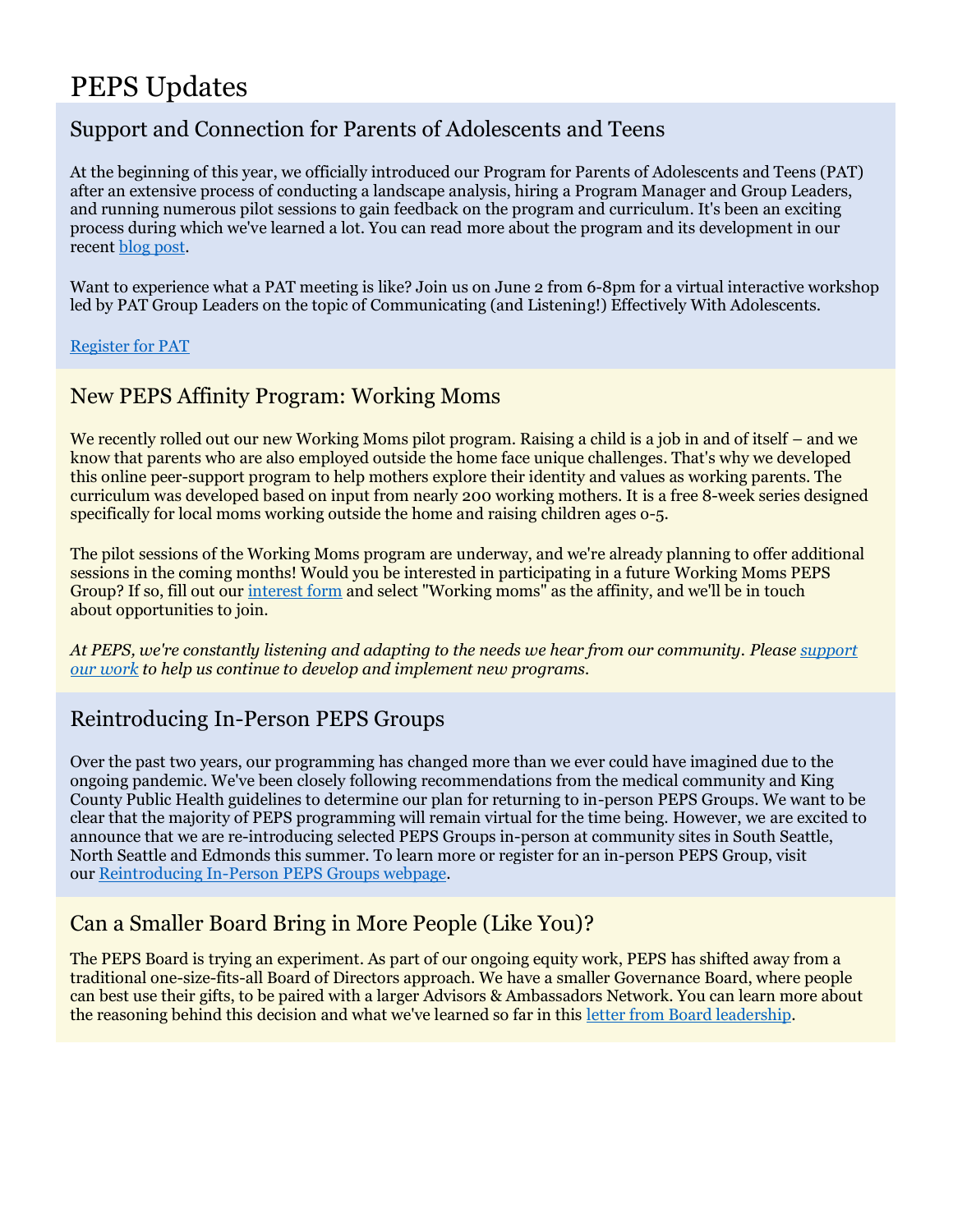# PEPS Updates

## Support and Connection for Parents of Adolescents and Teens

At the beginning of this year, we officially introduced our Program for Parents of Adolescents and Teens (PAT) after an extensive process of conducting a landscape analysis, hiring a Program Manager and Group Leaders, and running numerous pilot sessions to gain feedback on the program and curriculum. It's been an exciting process during which we've learned a lot. You can read more about the program and its development in our recent blog post.

Want to experience what a PAT meeting is like? Join us on June 2 from 6-8pm for a virtual interactive workshop led by PAT Group Leaders on the topic of Communicating (and Listening!) Effectively With Adolescents.

Register for PAT

## New PEPS Affinity Program: Working Moms

We recently rolled out our new Working Moms pilot program. Raising a child is a job in and of itself – and we know that parents who are also employed outside the home face unique challenges. That's why we developed this online peer-support program to help mothers explore their identity and values as working parents. The curriculum was developed based on input from nearly 200 working mothers. It is a free 8-week series designed specifically for local moms working outside the home and raising children ages 0-5.

The pilot sessions of the Working Moms program are underway, and we're already planning to offer additional sessions in the coming months! Would you be interested in participating in a future Working Moms PEPS Group? If so, fill out our interest form and select "Working moms" as the affinity, and we'll be in touch about opportunities to join.

*At PEPS, we're constantly listening and adapting to the needs we hear from our community. Please support our work to help us continue to develop and implement new programs.*

## Reintroducing In-Person PEPS Groups

Over the past two years, our programming has changed more than we ever could have imagined due to the ongoing pandemic. We've been closely following recommendations from the medical community and King County Public Health guidelines to determine our plan for returning to in-person PEPS Groups. We want to be clear that the majority of PEPS programming will remain virtual for the time being. However, we are excited to announce that we are re-introducing selected PEPS Groups in-person at community sites in South Seattle, North Seattle and Edmonds this summer. To learn more or register for an in-person PEPS Group, visit our Reintroducing In-Person PEPS Groups webpage.

## Can a Smaller Board Bring in More People (Like You)?

The PEPS Board is trying an experiment. As part of our ongoing equity work, PEPS has shifted away from a traditional one-size-fits-all Board of Directors approach. We have a smaller Governance Board, where people can best use their gifts, to be paired with a larger Advisors & Ambassadors Network. You can learn more about the reasoning behind this decision and what we've learned so far in this letter from Board leadership.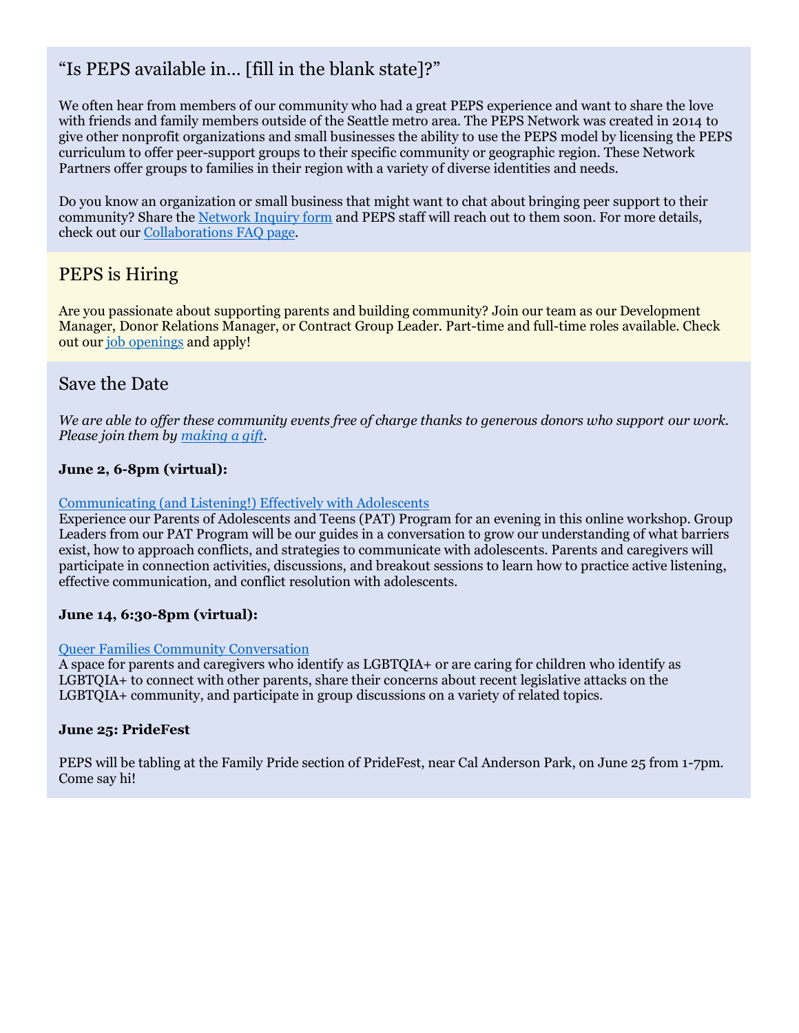## “Is PEPS available in… [fill in the blank state]?”

We often hear from members of our community who had a great PEPS experience and want to share the love with friends and family members outside of the Seattle metro area. The PEPS Network was created in 2014 to give other nonprofit organizations and small businesses the ability to use the PEPS model by licensing the PEPS curriculum to offer peer-support groups to their specific community or geographic region. These Network Partners offer groups to families in their region with a variety of diverse identities and needs.

Do you know an organization or small business that might want to chat about bringing peer support to their community? Share the Network Inquiry form and PEPS staff will reach out to them soon. For more details, check out our Collaborations FAQ page.

## PEPS is Hiring

Are you passionate about supporting parents and building community? Join our team as our Development Manager, Donor Relations Manager, or Contract Group Leader. Part-time and full-time roles available. Check out our job openings and apply!

## Save the Date

*We are able to offer these community events free of charge thanks to generous donors who support our work. Please join them by making a gift.*

**June 2, 6-8pm (virtual):**

Communicating (and Listening!) Effectively with Adolescents
Experience our Parents of Adolescents and Teens (PAT) Program for an evening in this online workshop. Group Leaders from our PAT Program will be our guides in a conversation to grow our understanding of what barriers exist, how to approach conflicts, and strategies to communicate with adolescents. Parents and caregivers will participate in connection activities, discussions, and breakout sessions to learn how to practice active listening, effective communication, and conflict resolution with adolescents.

**June 14, 6:30-8pm (virtual):**

Queer Families Community Conversation
A space for parents and caregivers who identify as LGBTQIA+ or are caring for children who identify as LGBTQIA+ to connect with other parents, share their concerns about recent legislative attacks on the LGBTQIA+ community, and participate in group discussions on a variety of related topics.

**June 25: PrideFest**

PEPS will be tabling at the Family Pride section of PrideFest, near Cal Anderson Park, on June 25 from 1-7pm. Come say hi!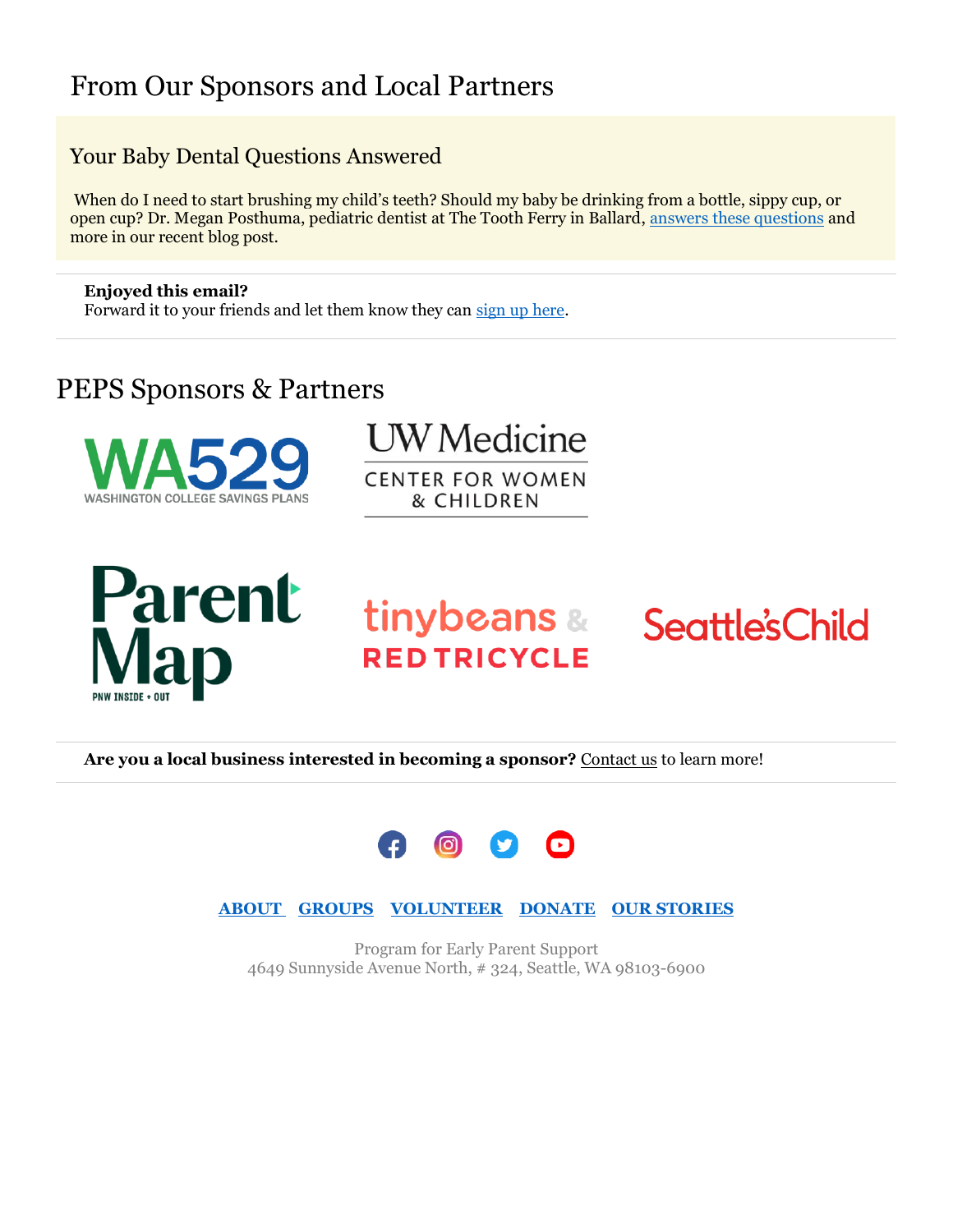# From Our Sponsors and Local Partners

## Your Baby Dental Questions Answered

When do I need to start brushing my child's teeth? Should my baby be drinking from a bottle, sippy cup, or open cup? Dr. Megan Posthuma, pediatric dentist at The Tooth Ferry in Ballard, answers these questions and more in our recent blog post.

**Enjoyed this email?**
Forward it to your friends and let them know they can sign up here.

# PEPS Sponsors & Partners

**Are you a local business interested in becoming a sponsor?** Contact us to learn more!

**ABOUT** **GROUPS** **VOLUNTEER** **DONATE** **OUR STORIES**

Program for Early Parent Support
4649 Sunnyside Avenue North, # 324, Seattle, WA 98103-6900